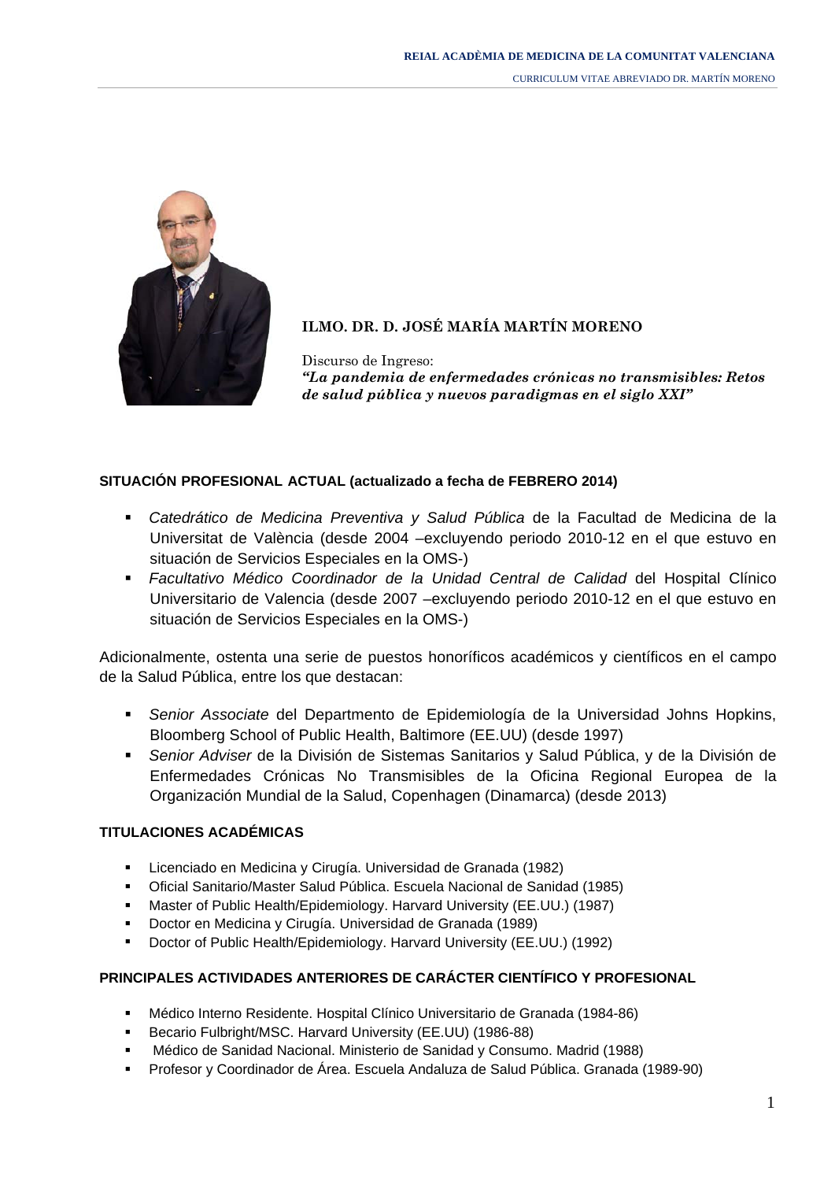**ILMO. DR. D. JOSÉ MARÍA MARTÍN MORENO**

Discurso de Ingreso:
***"La pandemia de enfermedades crónicas no transmisibles: Retos de salud pública y nuevos paradigmas en el siglo XXI"***

## SITUACIÓN PROFESIONAL ACTUAL (actualizado a fecha de FEBRERO 2014)

- *Catedrático de Medicina Preventiva y Salud Pública* de la Facultad de Medicina de la Universitat de València (desde 2004 –excluyendo periodo 2010-12 en el que estuvo en situación de Servicios Especiales en la OMS-)
- *Facultativo Médico Coordinador de la Unidad Central de Calidad* del Hospital Clínico Universitario de Valencia (desde 2007 –excluyendo periodo 2010-12 en el que estuvo en situación de Servicios Especiales en la OMS-)

Adicionalmente, ostenta una serie de puestos honoríficos académicos y científicos en el campo de la Salud Pública, entre los que destacan:

- *Senior Associate* del Departmento de Epidemiología de la Universidad Johns Hopkins, Bloomberg School of Public Health, Baltimore (EE.UU) (desde 1997)
- *Senior Adviser* de la División de Sistemas Sanitarios y Salud Pública, y de la División de Enfermedades Crónicas No Transmisibles de la Oficina Regional Europea de la Organización Mundial de la Salud, Copenhagen (Dinamarca) (desde 2013)

## TITULACIONES ACADÉMICAS

- Licenciado en Medicina y Cirugía. Universidad de Granada (1982)
- Oficial Sanitario/Master Salud Pública. Escuela Nacional de Sanidad (1985)
- Master of Public Health/Epidemiology. Harvard University (EE.UU.) (1987)
- Doctor en Medicina y Cirugía. Universidad de Granada (1989)
- Doctor of Public Health/Epidemiology. Harvard University (EE.UU.) (1992)

## PRINCIPALES ACTIVIDADES ANTERIORES DE CARÁCTER CIENTÍFICO Y PROFESIONAL

- Médico Interno Residente. Hospital Clínico Universitario de Granada (1984-86)
- Becario Fulbright/MSC. Harvard University (EE.UU) (1986-88)
- Médico de Sanidad Nacional. Ministerio de Sanidad y Consumo. Madrid (1988)
- Profesor y Coordinador de Área. Escuela Andaluza de Salud Pública. Granada (1989-90)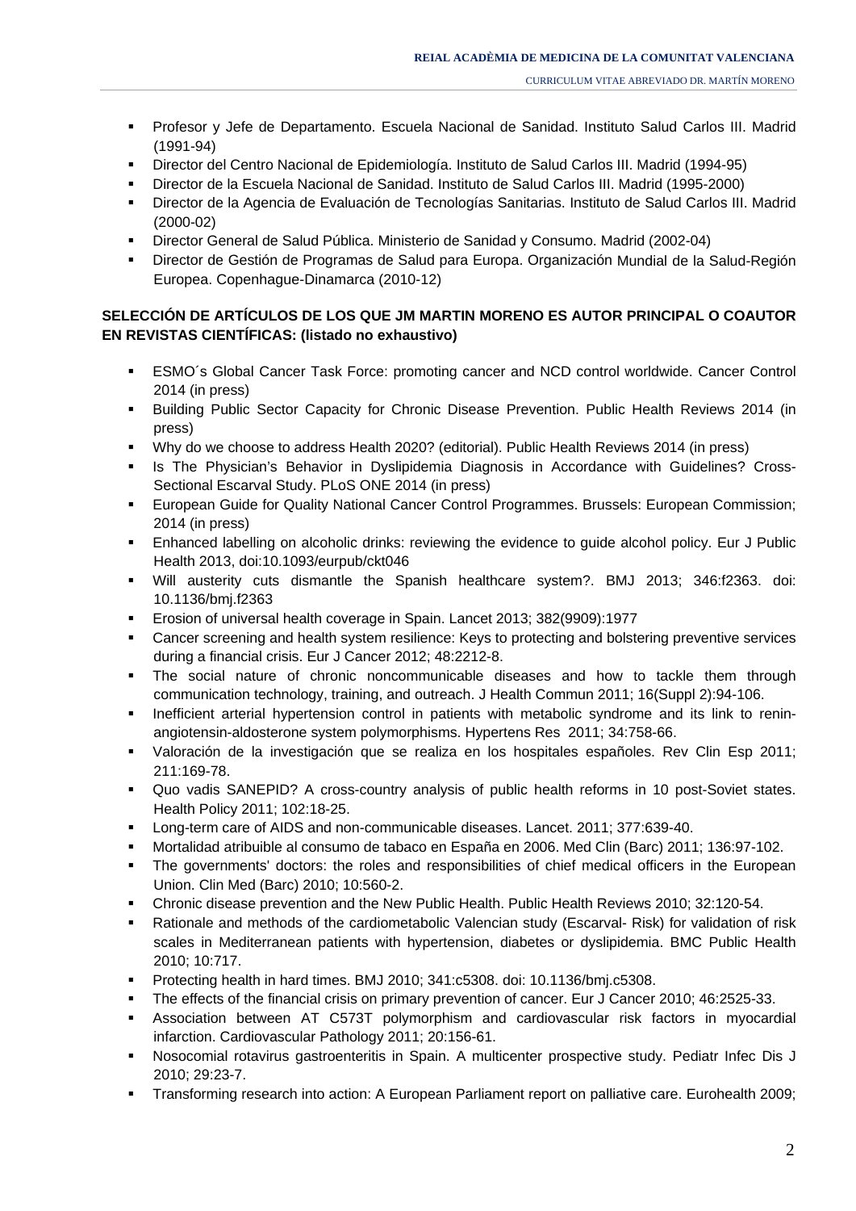- Profesor y Jefe de Departamento. Escuela Nacional de Sanidad. Instituto Salud Carlos III. Madrid (1991-94)
- Director del Centro Nacional de Epidemiología. Instituto de Salud Carlos III. Madrid (1994-95)
- Director de la Escuela Nacional de Sanidad. Instituto de Salud Carlos III. Madrid (1995-2000)
- Director de la Agencia de Evaluación de Tecnologías Sanitarias. Instituto de Salud Carlos III. Madrid (2000-02)
- Director General de Salud Pública. Ministerio de Sanidad y Consumo. Madrid (2002-04)
- Director de Gestión de Programas de Salud para Europa. Organización Mundial de la Salud-Región Europea. Copenhague-Dinamarca (2010-12)

**SELECCIÓN DE ARTÍCULOS DE LOS QUE JM MARTIN MORENO ES AUTOR PRINCIPAL O COAUTOR EN REVISTAS CIENTÍFICAS: (listado no exhaustivo)**

- ESMO´s Global Cancer Task Force: promoting cancer and NCD control worldwide. Cancer Control 2014 (in press)
- Building Public Sector Capacity for Chronic Disease Prevention. Public Health Reviews 2014 (in press)
- Why do we choose to address Health 2020? (editorial). Public Health Reviews 2014 (in press)
- Is The Physician's Behavior in Dyslipidemia Diagnosis in Accordance with Guidelines? Cross-Sectional Escarval Study. PLoS ONE 2014 (in press)
- European Guide for Quality National Cancer Control Programmes. Brussels: European Commission; 2014 (in press)
- Enhanced labelling on alcoholic drinks: reviewing the evidence to guide alcohol policy. Eur J Public Health 2013, doi:10.1093/eurpub/ckt046
- Will austerity cuts dismantle the Spanish healthcare system?. BMJ 2013; 346:f2363. doi: 10.1136/bmj.f2363
- Erosion of universal health coverage in Spain. Lancet 2013; 382(9909):1977
- Cancer screening and health system resilience: Keys to protecting and bolstering preventive services during a financial crisis. Eur J Cancer 2012; 48:2212-8.
- The social nature of chronic noncommunicable diseases and how to tackle them through communication technology, training, and outreach. J Health Commun 2011; 16(Suppl 2):94-106.
- Inefficient arterial hypertension control in patients with metabolic syndrome and its link to renin-angiotensin-aldosterone system polymorphisms. Hypertens Res 2011; 34:758-66.
- Valoración de la investigación que se realiza en los hospitales españoles. Rev Clin Esp 2011; 211:169-78.
- Quo vadis SANEPID? A cross-country analysis of public health reforms in 10 post-Soviet states. Health Policy 2011; 102:18-25.
- Long-term care of AIDS and non-communicable diseases. Lancet. 2011; 377:639-40.
- Mortalidad atribuible al consumo de tabaco en España en 2006. Med Clin (Barc) 2011; 136:97-102.
- The governments' doctors: the roles and responsibilities of chief medical officers in the European Union. Clin Med (Barc) 2010; 10:560-2.
- Chronic disease prevention and the New Public Health. Public Health Reviews 2010; 32:120-54.
- Rationale and methods of the cardiometabolic Valencian study (Escarval- Risk) for validation of risk scales in Mediterranean patients with hypertension, diabetes or dyslipidemia. BMC Public Health 2010; 10:717.
- Protecting health in hard times. BMJ 2010; 341:c5308. doi: 10.1136/bmj.c5308.
- The effects of the financial crisis on primary prevention of cancer. Eur J Cancer 2010; 46:2525-33.
- Association between AT C573T polymorphism and cardiovascular risk factors in myocardial infarction. Cardiovascular Pathology 2011; 20:156-61.
- Nosocomial rotavirus gastroenteritis in Spain. A multicenter prospective study. Pediatr Infec Dis J 2010; 29:23-7.
- Transforming research into action: A European Parliament report on palliative care. Eurohealth 2009;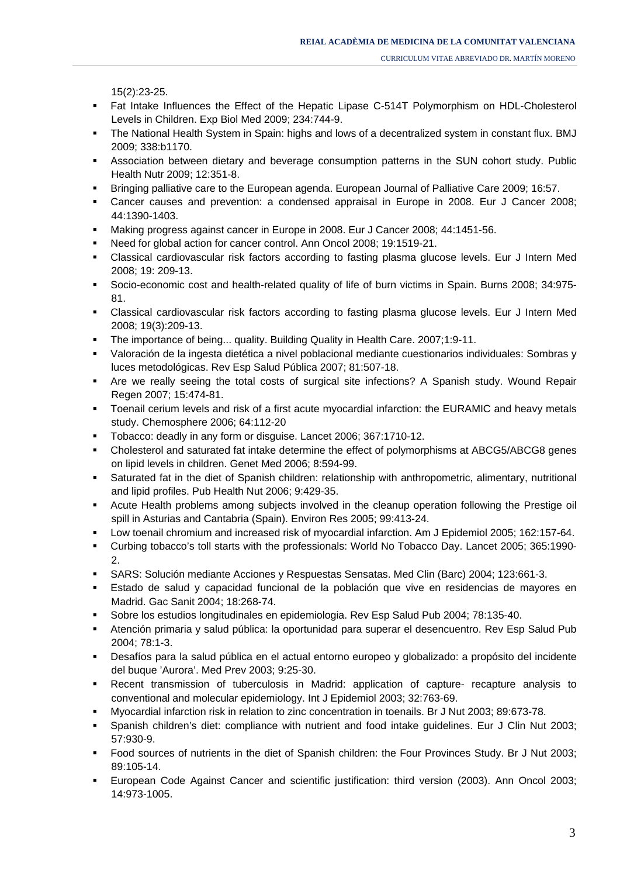15(2):23-25.

- Fat Intake Influences the Effect of the Hepatic Lipase C-514T Polymorphism on HDL-Cholesterol Levels in Children. Exp Biol Med 2009; 234:744-9.
- The National Health System in Spain: highs and lows of a decentralized system in constant flux. BMJ 2009; 338:b1170.
- Association between dietary and beverage consumption patterns in the SUN cohort study. Public Health Nutr 2009; 12:351-8.
- Bringing palliative care to the European agenda. European Journal of Palliative Care 2009; 16:57.
- Cancer causes and prevention: a condensed appraisal in Europe in 2008. Eur J Cancer 2008; 44:1390-1403.
- Making progress against cancer in Europe in 2008. Eur J Cancer 2008; 44:1451-56.
- Need for global action for cancer control. Ann Oncol 2008; 19:1519-21.
- Classical cardiovascular risk factors according to fasting plasma glucose levels. Eur J Intern Med 2008; 19: 209-13.
- Socio-economic cost and health-related quality of life of burn victims in Spain. Burns 2008; 34:975-81.
- Classical cardiovascular risk factors according to fasting plasma glucose levels. Eur J Intern Med 2008; 19(3):209-13.
- The importance of being... quality. Building Quality in Health Care. 2007;1:9-11.
- Valoración de la ingesta dietética a nivel poblacional mediante cuestionarios individuales: Sombras y luces metodológicas. Rev Esp Salud Pública 2007; 81:507-18.
- Are we really seeing the total costs of surgical site infections? A Spanish study. Wound Repair Regen 2007; 15:474-81.
- Toenail cerium levels and risk of a first acute myocardial infarction: the EURAMIC and heavy metals study. Chemosphere 2006; 64:112-20
- Tobacco: deadly in any form or disguise. Lancet 2006; 367:1710-12.
- Cholesterol and saturated fat intake determine the effect of polymorphisms at ABCG5/ABCG8 genes on lipid levels in children. Genet Med 2006; 8:594-99.
- Saturated fat in the diet of Spanish children: relationship with anthropometric, alimentary, nutritional and lipid profiles. Pub Health Nut 2006; 9:429-35.
- Acute Health problems among subjects involved in the cleanup operation following the Prestige oil spill in Asturias and Cantabria (Spain). Environ Res 2005; 99:413-24.
- Low toenail chromium and increased risk of myocardial infarction. Am J Epidemiol 2005; 162:157-64.
- Curbing tobacco's toll starts with the professionals: World No Tobacco Day. Lancet 2005; 365:1990-2.
- SARS: Solución mediante Acciones y Respuestas Sensatas. Med Clin (Barc) 2004; 123:661-3.
- Estado de salud y capacidad funcional de la población que vive en residencias de mayores en Madrid. Gac Sanit 2004; 18:268-74.
- Sobre los estudios longitudinales en epidemiologia. Rev Esp Salud Pub 2004; 78:135-40.
- Atención primaria y salud pública: la oportunidad para superar el desencuentro. Rev Esp Salud Pub 2004; 78:1-3.
- Desafíos para la salud pública en el actual entorno europeo y globalizado: a propósito del incidente del buque 'Aurora'. Med Prev 2003; 9:25-30.
- Recent transmission of tuberculosis in Madrid: application of capture- recapture analysis to conventional and molecular epidemiology. Int J Epidemiol 2003; 32:763-69.
- Myocardial infarction risk in relation to zinc concentration in toenails. Br J Nut 2003; 89:673-78.
- Spanish children's diet: compliance with nutrient and food intake guidelines. Eur J Clin Nut 2003; 57:930-9.
- Food sources of nutrients in the diet of Spanish children: the Four Provinces Study. Br J Nut 2003; 89:105-14.
- European Code Against Cancer and scientific justification: third version (2003). Ann Oncol 2003; 14:973-1005.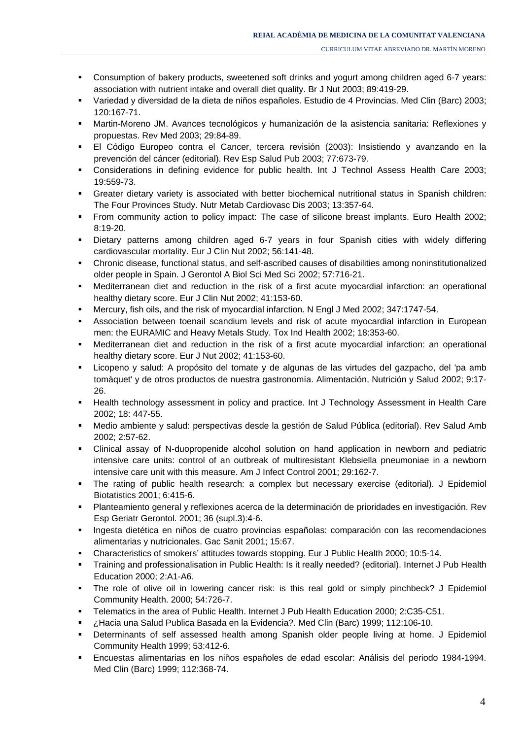- Consumption of bakery products, sweetened soft drinks and yogurt among children aged 6-7 years: association with nutrient intake and overall diet quality. Br J Nut 2003; 89:419-29.
- Variedad y diversidad de la dieta de niños españoles. Estudio de 4 Provincias. Med Clin (Barc) 2003; 120:167-71.
- Martin-Moreno JM. Avances tecnológicos y humanización de la asistencia sanitaria: Reflexiones y propuestas. Rev Med 2003; 29:84-89.
- El Código Europeo contra el Cancer, tercera revisión (2003): Insistiendo y avanzando en la prevención del cáncer (editorial). Rev Esp Salud Pub 2003; 77:673-79.
- Considerations in defining evidence for public health. Int J Technol Assess Health Care 2003; 19:559-73.
- Greater dietary variety is associated with better biochemical nutritional status in Spanish children: The Four Provinces Study. Nutr Metab Cardiovasc Dis 2003; 13:357-64.
- From community action to policy impact: The case of silicone breast implants. Euro Health 2002; 8:19-20.
- Dietary patterns among children aged 6-7 years in four Spanish cities with widely differing cardiovascular mortality. Eur J Clin Nut 2002; 56:141-48.
- Chronic disease, functional status, and self-ascribed causes of disabilities among noninstitutionalized older people in Spain. J Gerontol A Biol Sci Med Sci 2002; 57:716-21.
- Mediterranean diet and reduction in the risk of a first acute myocardial infarction: an operational healthy dietary score. Eur J Clin Nut 2002; 41:153-60.
- Mercury, fish oils, and the risk of myocardial infarction. N Engl J Med 2002; 347:1747-54.
- Association between toenail scandium levels and risk of acute myocardial infarction in European men: the EURAMIC and Heavy Metals Study. Tox Ind Health 2002; 18:353-60.
- Mediterranean diet and reduction in the risk of a first acute myocardial infarction: an operational healthy dietary score. Eur J Nut 2002; 41:153-60.
- Licopeno y salud: A propósito del tomate y de algunas de las virtudes del gazpacho, del 'pa amb tomàquet' y de otros productos de nuestra gastronomía. Alimentación, Nutrición y Salud 2002; 9:17-26.
- Health technology assessment in policy and practice. Int J Technology Assessment in Health Care 2002; 18: 447-55.
- Medio ambiente y salud: perspectivas desde la gestión de Salud Pública (editorial). Rev Salud Amb 2002; 2:57-62.
- Clinical assay of N-duopropenide alcohol solution on hand application in newborn and pediatric intensive care units: control of an outbreak of multiresistant Klebsiella pneumoniae in a newborn intensive care unit with this measure. Am J Infect Control 2001; 29:162-7.
- The rating of public health research: a complex but necessary exercise (editorial). J Epidemiol Biotatistics 2001; 6:415-6.
- Planteamiento general y reflexiones acerca de la determinación de prioridades en investigación. Rev Esp Geriatr Gerontol. 2001; 36 (supl.3):4-6.
- Ingesta dietética en niños de cuatro provincias españolas: comparación con las recomendaciones alimentarias y nutricionales. Gac Sanit 2001; 15:67.
- Characteristics of smokers' attitudes towards stopping. Eur J Public Health 2000; 10:5-14.
- Training and professionalisation in Public Health: Is it really needed? (editorial). Internet J Pub Health Education 2000; 2:A1-A6.
- The role of olive oil in lowering cancer risk: is this real gold or simply pinchbeck? J Epidemiol Community Health. 2000; 54:726-7.
- Telematics in the area of Public Health. Internet J Pub Health Education 2000; 2:C35-C51.
- ¿Hacia una Salud Publica Basada en la Evidencia?. Med Clin (Barc) 1999; 112:106-10.
- Determinants of self assessed health among Spanish older people living at home. J Epidemiol Community Health 1999; 53:412-6.
- Encuestas alimentarias en los niños españoles de edad escolar: Análisis del periodo 1984-1994. Med Clin (Barc) 1999; 112:368-74.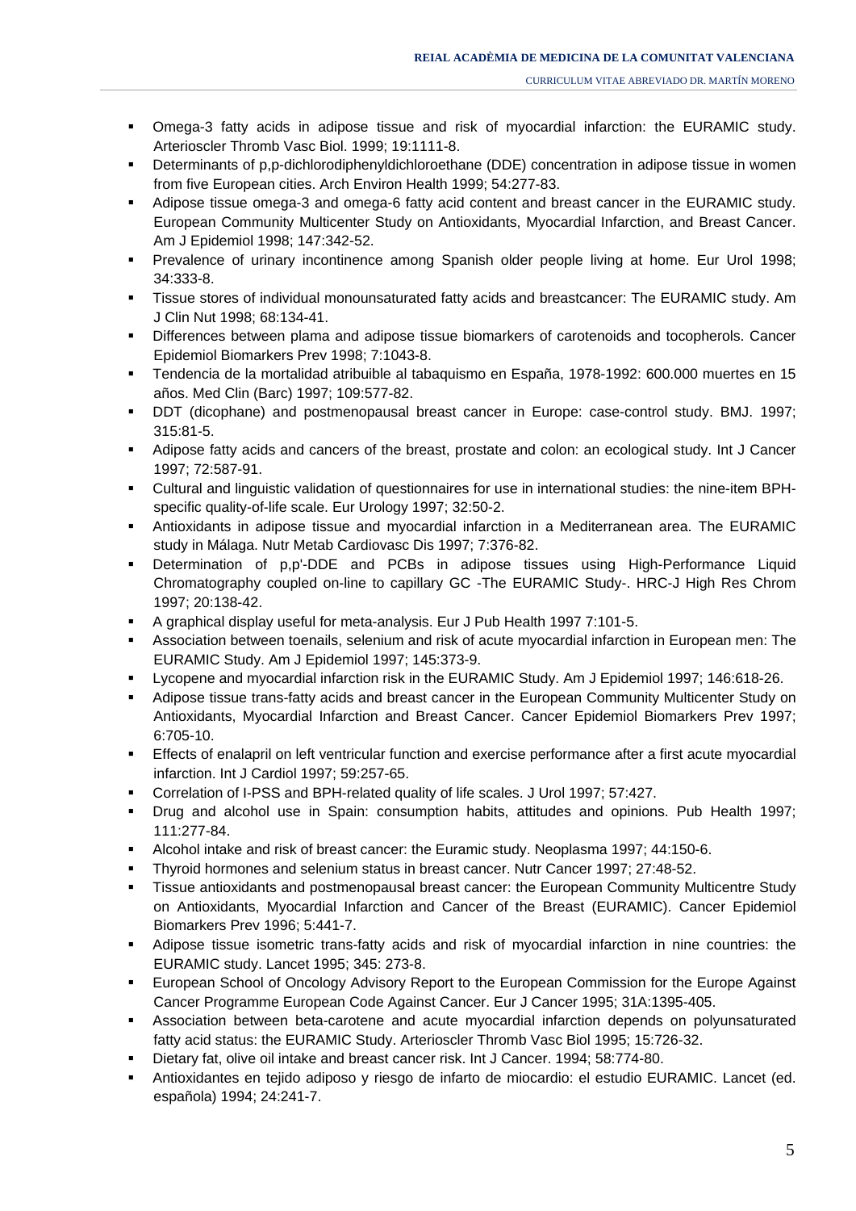- Omega-3 fatty acids in adipose tissue and risk of myocardial infarction: the EURAMIC study. Arterioscler Thromb Vasc Biol. 1999; 19:1111-8.
- Determinants of p,p-dichlorodiphenyldichloroethane (DDE) concentration in adipose tissue in women from five European cities. Arch Environ Health 1999; 54:277-83.
- Adipose tissue omega-3 and omega-6 fatty acid content and breast cancer in the EURAMIC study. European Community Multicenter Study on Antioxidants, Myocardial Infarction, and Breast Cancer. Am J Epidemiol 1998; 147:342-52.
- Prevalence of urinary incontinence among Spanish older people living at home. Eur Urol 1998; 34:333-8.
- Tissue stores of individual monounsaturated fatty acids and breastcancer: The EURAMIC study. Am J Clin Nut 1998; 68:134-41.
- Differences between plama and adipose tissue biomarkers of carotenoids and tocopherols. Cancer Epidemiol Biomarkers Prev 1998; 7:1043-8.
- Tendencia de la mortalidad atribuible al tabaquismo en España, 1978-1992: 600.000 muertes en 15 años. Med Clin (Barc) 1997; 109:577-82.
- DDT (dicophane) and postmenopausal breast cancer in Europe: case-control study. BMJ. 1997; 315:81-5.
- Adipose fatty acids and cancers of the breast, prostate and colon: an ecological study. Int J Cancer 1997; 72:587-91.
- Cultural and linguistic validation of questionnaires for use in international studies: the nine-item BPH-specific quality-of-life scale. Eur Urology 1997; 32:50-2.
- Antioxidants in adipose tissue and myocardial infarction in a Mediterranean area. The EURAMIC study in Málaga. Nutr Metab Cardiovasc Dis 1997; 7:376-82.
- Determination of p,p'-DDE and PCBs in adipose tissues using High-Performance Liquid Chromatography coupled on-line to capillary GC -The EURAMIC Study-. HRC-J High Res Chrom 1997; 20:138-42.
- A graphical display useful for meta-analysis. Eur J Pub Health 1997 7:101-5.
- Association between toenails, selenium and risk of acute myocardial infarction in European men: The EURAMIC Study. Am J Epidemiol 1997; 145:373-9.
- Lycopene and myocardial infarction risk in the EURAMIC Study. Am J Epidemiol 1997; 146:618-26.
- Adipose tissue trans-fatty acids and breast cancer in the European Community Multicenter Study on Antioxidants, Myocardial Infarction and Breast Cancer. Cancer Epidemiol Biomarkers Prev 1997; 6:705-10.
- Effects of enalapril on left ventricular function and exercise performance after a first acute myocardial infarction. Int J Cardiol 1997; 59:257-65.
- Correlation of I-PSS and BPH-related quality of life scales. J Urol 1997; 57:427.
- Drug and alcohol use in Spain: consumption habits, attitudes and opinions. Pub Health 1997; 111:277-84.
- Alcohol intake and risk of breast cancer: the Euramic study. Neoplasma 1997; 44:150-6.
- Thyroid hormones and selenium status in breast cancer. Nutr Cancer 1997; 27:48-52.
- Tissue antioxidants and postmenopausal breast cancer: the European Community Multicentre Study on Antioxidants, Myocardial Infarction and Cancer of the Breast (EURAMIC). Cancer Epidemiol Biomarkers Prev 1996; 5:441-7.
- Adipose tissue isometric trans-fatty acids and risk of myocardial infarction in nine countries: the EURAMIC study. Lancet 1995; 345: 273-8.
- European School of Oncology Advisory Report to the European Commission for the Europe Against Cancer Programme European Code Against Cancer. Eur J Cancer 1995; 31A:1395-405.
- Association between beta-carotene and acute myocardial infarction depends on polyunsaturated fatty acid status: the EURAMIC Study. Arterioscler Thromb Vasc Biol 1995; 15:726-32.
- Dietary fat, olive oil intake and breast cancer risk. Int J Cancer. 1994; 58:774-80.
- Antioxidantes en tejido adiposo y riesgo de infarto de miocardio: el estudio EURAMIC. Lancet (ed. española) 1994; 24:241-7.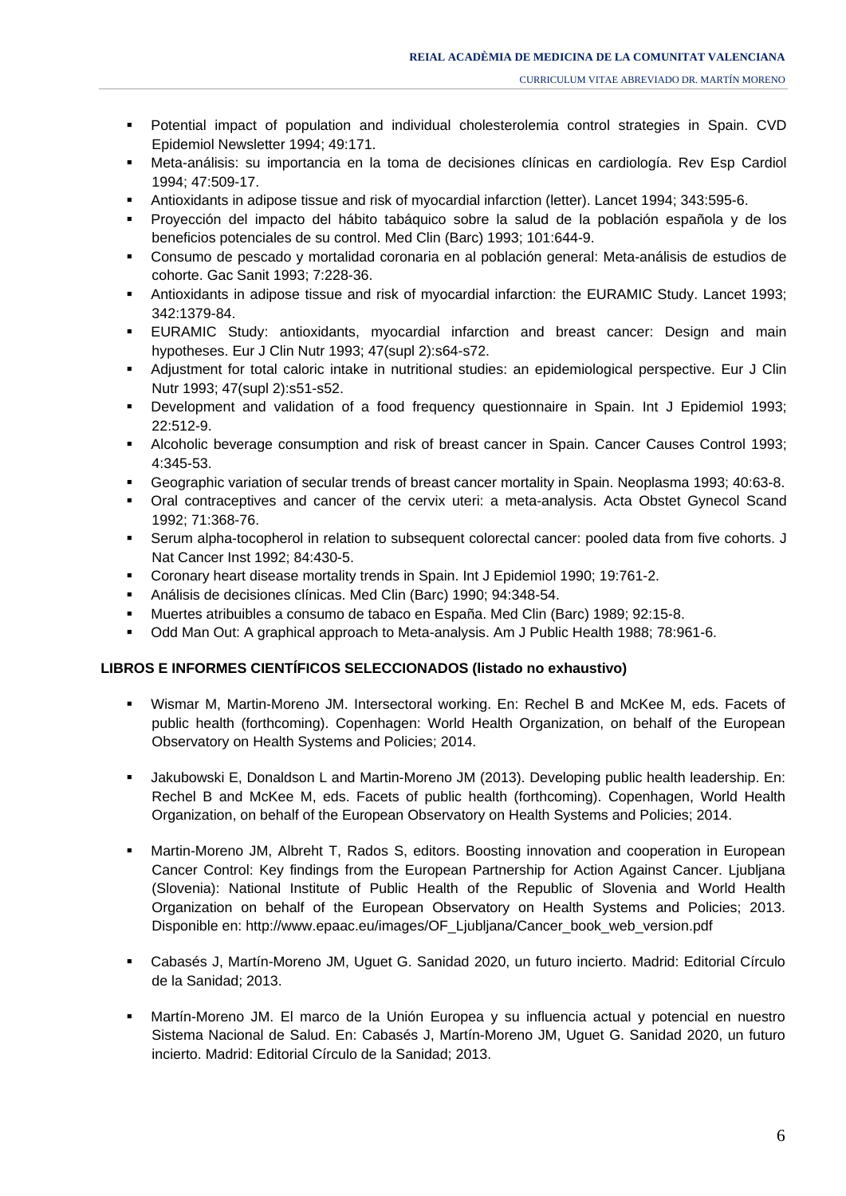- Potential impact of population and individual cholesterolemia control strategies in Spain. CVD Epidemiol Newsletter 1994; 49:171.
- Meta-análisis: su importancia en la toma de decisiones clínicas en cardiología. Rev Esp Cardiol 1994; 47:509-17.
- Antioxidants in adipose tissue and risk of myocardial infarction (letter). Lancet 1994; 343:595-6.
- Proyección del impacto del hábito tabáquico sobre la salud de la población española y de los beneficios potenciales de su control. Med Clin (Barc) 1993; 101:644-9.
- Consumo de pescado y mortalidad coronaria en al población general: Meta-análisis de estudios de cohorte. Gac Sanit 1993; 7:228-36.
- Antioxidants in adipose tissue and risk of myocardial infarction: the EURAMIC Study. Lancet 1993; 342:1379-84.
- EURAMIC Study: antioxidants, myocardial infarction and breast cancer: Design and main hypotheses. Eur J Clin Nutr 1993; 47(supl 2):s64-s72.
- Adjustment for total caloric intake in nutritional studies: an epidemiological perspective. Eur J Clin Nutr 1993; 47(supl 2):s51-s52.
- Development and validation of a food frequency questionnaire in Spain. Int J Epidemiol 1993; 22:512-9.
- Alcoholic beverage consumption and risk of breast cancer in Spain. Cancer Causes Control 1993; 4:345-53.
- Geographic variation of secular trends of breast cancer mortality in Spain. Neoplasma 1993; 40:63-8.
- Oral contraceptives and cancer of the cervix uteri: a meta-analysis. Acta Obstet Gynecol Scand 1992; 71:368-76.
- Serum alpha-tocopherol in relation to subsequent colorectal cancer: pooled data from five cohorts. J Nat Cancer Inst 1992; 84:430-5.
- Coronary heart disease mortality trends in Spain. Int J Epidemiol 1990; 19:761-2.
- Análisis de decisiones clínicas. Med Clin (Barc) 1990; 94:348-54.
- Muertes atribuibles a consumo de tabaco en España. Med Clin (Barc) 1989; 92:15-8.
- Odd Man Out: A graphical approach to Meta-analysis. Am J Public Health 1988; 78:961-6.

**LIBROS E INFORMES CIENTÍFICOS SELECCIONADOS (listado no exhaustivo)**

- Wismar M, Martin-Moreno JM. Intersectoral working. En: Rechel B and McKee M, eds. Facets of public health (forthcoming). Copenhagen: World Health Organization, on behalf of the European Observatory on Health Systems and Policies; 2014.

- Jakubowski E, Donaldson L and Martin-Moreno JM (2013). Developing public health leadership. En: Rechel B and McKee M, eds. Facets of public health (forthcoming). Copenhagen, World Health Organization, on behalf of the European Observatory on Health Systems and Policies; 2014.

- Martin-Moreno JM, Albreht T, Rados S, editors. Boosting innovation and cooperation in European Cancer Control: Key findings from the European Partnership for Action Against Cancer. Ljubljana (Slovenia): National Institute of Public Health of the Republic of Slovenia and World Health Organization on behalf of the European Observatory on Health Systems and Policies; 2013. Disponible en: http://www.epaac.eu/images/OF_Ljubljana/Cancer_book_web_version.pdf

- Cabasés J, Martín-Moreno JM, Uguet G. Sanidad 2020, un futuro incierto. Madrid: Editorial Círculo de la Sanidad; 2013.

- Martín-Moreno JM. El marco de la Unión Europea y su influencia actual y potencial en nuestro Sistema Nacional de Salud. En: Cabasés J, Martín-Moreno JM, Uguet G. Sanidad 2020, un futuro incierto. Madrid: Editorial Círculo de la Sanidad; 2013.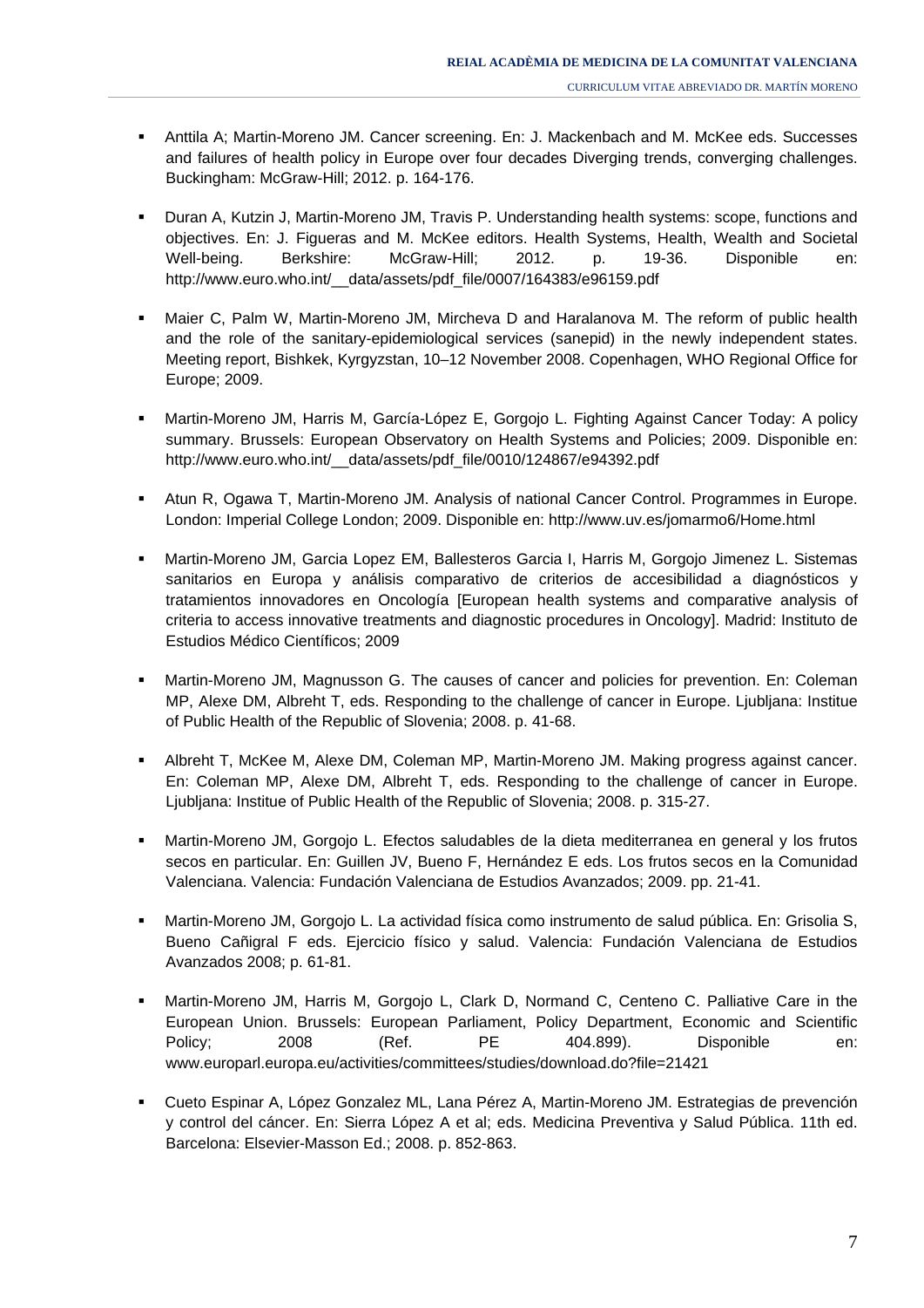- Anttila A; Martin-Moreno JM. Cancer screening. En: J. Mackenbach and M. McKee eds. Successes and failures of health policy in Europe over four decades Diverging trends, converging challenges. Buckingham: McGraw-Hill; 2012. p. 164-176.

- Duran A, Kutzin J, Martin-Moreno JM, Travis P. Understanding health systems: scope, functions and objectives. En: J. Figueras and M. McKee editors. Health Systems, Health, Wealth and Societal Well-being. Berkshire: McGraw-Hill; 2012. p. 19-36. Disponible en: http://www.euro.who.int/__data/assets/pdf_file/0007/164383/e96159.pdf

- Maier C, Palm W, Martin-Moreno JM, Mircheva D and Haralanova M. The reform of public health and the role of the sanitary-epidemiological services (sanepid) in the newly independent states. Meeting report, Bishkek, Kyrgyzstan, 10–12 November 2008. Copenhagen, WHO Regional Office for Europe; 2009.

- Martin-Moreno JM, Harris M, García-López E, Gorgojo L. Fighting Against Cancer Today: A policy summary. Brussels: European Observatory on Health Systems and Policies; 2009. Disponible en: http://www.euro.who.int/__data/assets/pdf_file/0010/124867/e94392.pdf

- Atun R, Ogawa T, Martin-Moreno JM. Analysis of national Cancer Control. Programmes in Europe. London: Imperial College London; 2009. Disponible en: http://www.uv.es/jomarmo6/Home.html

- Martin-Moreno JM, Garcia Lopez EM, Ballesteros Garcia I, Harris M, Gorgojo Jimenez L. Sistemas sanitarios en Europa y análisis comparativo de criterios de accesibilidad a diagnósticos y tratamientos innovadores en Oncología [European health systems and comparative analysis of criteria to access innovative treatments and diagnostic procedures in Oncology]. Madrid: Instituto de Estudios Médico Científicos; 2009

- Martin-Moreno JM, Magnusson G. The causes of cancer and policies for prevention. En: Coleman MP, Alexe DM, Albreht T, eds. Responding to the challenge of cancer in Europe. Ljubljana: Institue of Public Health of the Republic of Slovenia; 2008. p. 41-68.

- Albreht T, McKee M, Alexe DM, Coleman MP, Martin-Moreno JM. Making progress against cancer. En: Coleman MP, Alexe DM, Albreht T, eds. Responding to the challenge of cancer in Europe. Ljubljana: Institue of Public Health of the Republic of Slovenia; 2008. p. 315-27.

- Martin-Moreno JM, Gorgojo L. Efectos saludables de la dieta mediterranea en general y los frutos secos en particular. En: Guillen JV, Bueno F, Hernández E eds. Los frutos secos en la Comunidad Valenciana. Valencia: Fundación Valenciana de Estudios Avanzados; 2009. pp. 21-41.

- Martin-Moreno JM, Gorgojo L. La actividad física como instrumento de salud pública. En: Grisolia S, Bueno Cañigral F eds. Ejercicio físico y salud. Valencia: Fundación Valenciana de Estudios Avanzados 2008; p. 61-81.

- Martin-Moreno JM, Harris M, Gorgojo L, Clark D, Normand C, Centeno C. Palliative Care in the European Union. Brussels: European Parliament, Policy Department, Economic and Scientific Policy; 2008 (Ref. PE 404.899). Disponible en: www.europarl.europa.eu/activities/committees/studies/download.do?file=21421

- Cueto Espinar A, López Gonzalez ML, Lana Pérez A, Martin-Moreno JM. Estrategias de prevención y control del cáncer. En: Sierra López A et al; eds. Medicina Preventiva y Salud Pública. 11th ed. Barcelona: Elsevier-Masson Ed.; 2008. p. 852-863.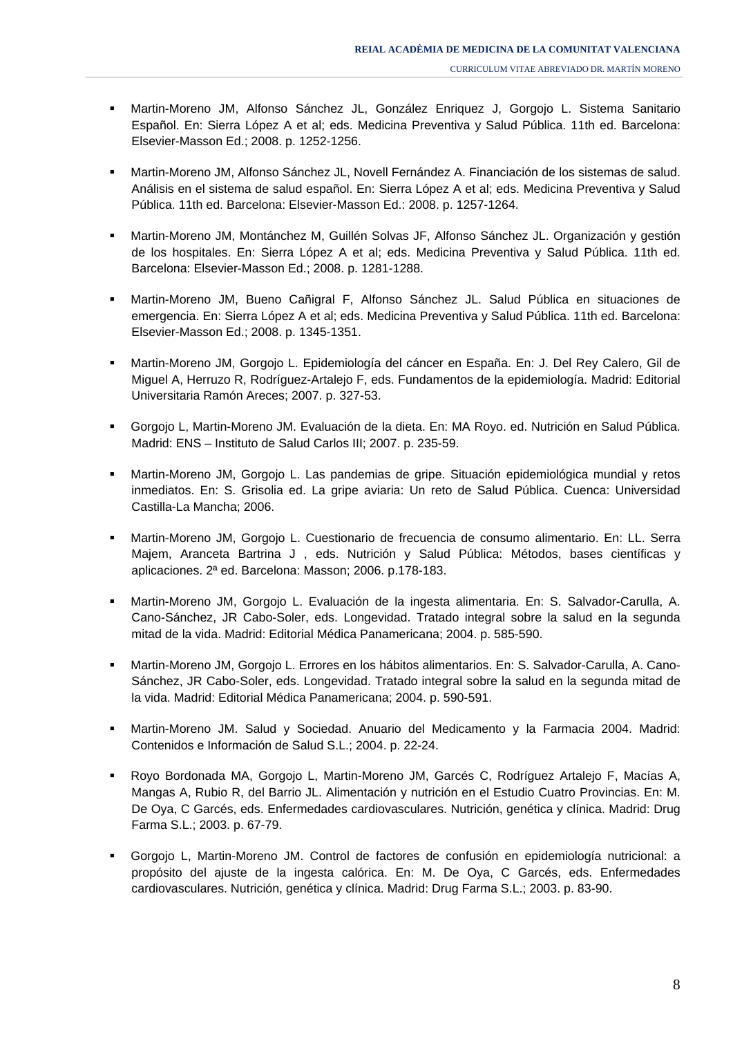- Martin-Moreno JM, Alfonso Sánchez JL, González Enriquez J, Gorgojo L. Sistema Sanitario Español. En: Sierra López A et al; eds. Medicina Preventiva y Salud Pública. 11th ed. Barcelona: Elsevier-Masson Ed.; 2008. p. 1252-1256.

- Martin-Moreno JM, Alfonso Sánchez JL, Novell Fernández A. Financiación de los sistemas de salud. Análisis en el sistema de salud español. En: Sierra López A et al; eds. Medicina Preventiva y Salud Pública. 11th ed. Barcelona: Elsevier-Masson Ed.: 2008. p. 1257-1264.

- Martin-Moreno JM, Montánchez M, Guillén Solvas JF, Alfonso Sánchez JL. Organización y gestión de los hospitales. En: Sierra López A et al; eds. Medicina Preventiva y Salud Pública. 11th ed. Barcelona: Elsevier-Masson Ed.; 2008. p. 1281-1288.

- Martin-Moreno JM, Bueno Cañigral F, Alfonso Sánchez JL. Salud Pública en situaciones de emergencia. En: Sierra López A et al; eds. Medicina Preventiva y Salud Pública. 11th ed. Barcelona: Elsevier-Masson Ed.; 2008. p. 1345-1351.

- Martin-Moreno JM, Gorgojo L. Epidemiología del cáncer en España. En: J. Del Rey Calero, Gil de Miguel A, Herruzo R, Rodríguez-Artalejo F, eds. Fundamentos de la epidemiología. Madrid: Editorial Universitaria Ramón Areces; 2007. p. 327-53.

- Gorgojo L, Martin-Moreno JM. Evaluación de la dieta. En: MA Royo. ed. Nutrición en Salud Pública. Madrid: ENS – Instituto de Salud Carlos III; 2007. p. 235-59.

- Martin-Moreno JM, Gorgojo L. Las pandemias de gripe. Situación epidemiológica mundial y retos inmediatos. En: S. Grisolia ed. La gripe aviaria: Un reto de Salud Pública. Cuenca: Universidad Castilla-La Mancha; 2006.

- Martin-Moreno JM, Gorgojo L. Cuestionario de frecuencia de consumo alimentario. En: LL. Serra Majem, Aranceta Bartrina J , eds. Nutrición y Salud Pública: Métodos, bases científicas y aplicaciones. 2ª ed. Barcelona: Masson; 2006. p.178-183.

- Martin-Moreno JM, Gorgojo L. Evaluación de la ingesta alimentaria. En: S. Salvador-Carulla, A. Cano-Sánchez, JR Cabo-Soler, eds. Longevidad. Tratado integral sobre la salud en la segunda mitad de la vida. Madrid: Editorial Médica Panamericana; 2004. p. 585-590.

- Martin-Moreno JM, Gorgojo L. Errores en los hábitos alimentarios. En: S. Salvador-Carulla, A. Cano-Sánchez, JR Cabo-Soler, eds. Longevidad. Tratado integral sobre la salud en la segunda mitad de la vida. Madrid: Editorial Médica Panamericana; 2004. p. 590-591.

- Martin-Moreno JM. Salud y Sociedad. Anuario del Medicamento y la Farmacia 2004. Madrid: Contenidos e Información de Salud S.L.; 2004. p. 22-24.

- Royo Bordonada MA, Gorgojo L, Martin-Moreno JM, Garcés C, Rodríguez Artalejo F, Macías A, Mangas A, Rubio R, del Barrio JL. Alimentación y nutrición en el Estudio Cuatro Provincias. En: M. De Oya, C Garcés, eds. Enfermedades cardiovasculares. Nutrición, genética y clínica. Madrid: Drug Farma S.L.; 2003. p. 67-79.

- Gorgojo L, Martin-Moreno JM. Control de factores de confusión en epidemiología nutricional: a propósito del ajuste de la ingesta calórica. En: M. De Oya, C Garcés, eds. Enfermedades cardiovasculares. Nutrición, genética y clínica. Madrid: Drug Farma S.L.; 2003. p. 83-90.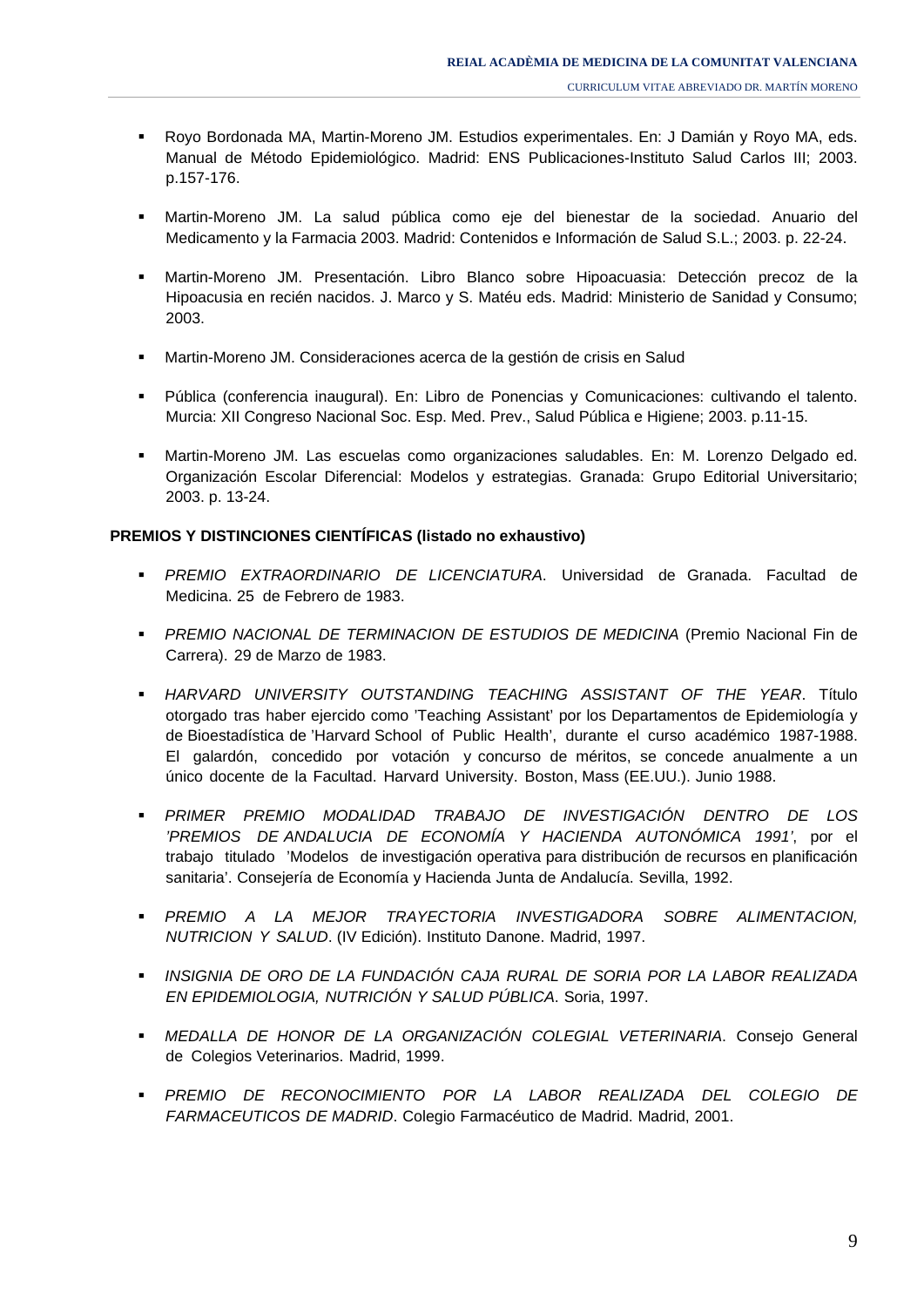- Royo Bordonada MA, Martin-Moreno JM. Estudios experimentales. En: J Damián y Royo MA, eds. Manual de Método Epidemiológico. Madrid: ENS Publicaciones-Instituto Salud Carlos III; 2003. p.157-176.

- Martin-Moreno JM. La salud pública como eje del bienestar de la sociedad. Anuario del Medicamento y la Farmacia 2003. Madrid: Contenidos e Información de Salud S.L.; 2003. p. 22-24.

- Martin-Moreno JM. Presentación. Libro Blanco sobre Hipoacuasia: Detección precoz de la Hipoacusia en recién nacidos. J. Marco y S. Matéu eds. Madrid: Ministerio de Sanidad y Consumo; 2003.

- Martin-Moreno JM. Consideraciones acerca de la gestión de crisis en Salud

- Pública (conferencia inaugural). En: Libro de Ponencias y Comunicaciones: cultivando el talento. Murcia: XII Congreso Nacional Soc. Esp. Med. Prev., Salud Pública e Higiene; 2003. p.11-15.

- Martin-Moreno JM. Las escuelas como organizaciones saludables. En: M. Lorenzo Delgado ed. Organización Escolar Diferencial: Modelos y estrategias. Granada: Grupo Editorial Universitario; 2003. p. 13-24.

**PREMIOS Y DISTINCIONES CIENTÍFICAS (listado no exhaustivo)**

- *PREMIO EXTRAORDINARIO DE LICENCIATURA*. Universidad de Granada. Facultad de Medicina. 25 de Febrero de 1983.

- *PREMIO NACIONAL DE TERMINACION DE ESTUDIOS DE MEDICINA* (Premio Nacional Fin de Carrera). 29 de Marzo de 1983.

- *HARVARD UNIVERSITY OUTSTANDING TEACHING ASSISTANT OF THE YEAR*. Título otorgado tras haber ejercido como 'Teaching Assistant' por los Departamentos de Epidemiología y de Bioestadística de 'Harvard School of Public Health', durante el curso académico 1987-1988. El galardón, concedido por votación y concurso de méritos, se concede anualmente a un único docente de la Facultad. Harvard University. Boston, Mass (EE.UU.). Junio 1988.

- *PRIMER PREMIO MODALIDAD TRABAJO DE INVESTIGACIÓN DENTRO DE LOS 'PREMIOS DE ANDALUCIA DE ECONOMÍA Y HACIENDA AUTONÓMICA 1991'*, por el trabajo titulado 'Modelos de investigación operativa para distribución de recursos en planificación sanitaria'. Consejería de Economía y Hacienda Junta de Andalucía. Sevilla, 1992.

- *PREMIO A LA MEJOR TRAYECTORIA INVESTIGADORA SOBRE ALIMENTACION, NUTRICION Y SALUD*. (IV Edición). Instituto Danone. Madrid, 1997.

- *INSIGNIA DE ORO DE LA FUNDACIÓN CAJA RURAL DE SORIA POR LA LABOR REALIZADA EN EPIDEMIOLOGIA, NUTRICIÓN Y SALUD PÚBLICA*. Soria, 1997.

- *MEDALLA DE HONOR DE LA ORGANIZACIÓN COLEGIAL VETERINARIA*. Consejo General de Colegios Veterinarios. Madrid, 1999.

- *PREMIO DE RECONOCIMIENTO POR LA LABOR REALIZADA DEL COLEGIO DE FARMACEUTICOS DE MADRID*. Colegio Farmacéutico de Madrid. Madrid, 2001.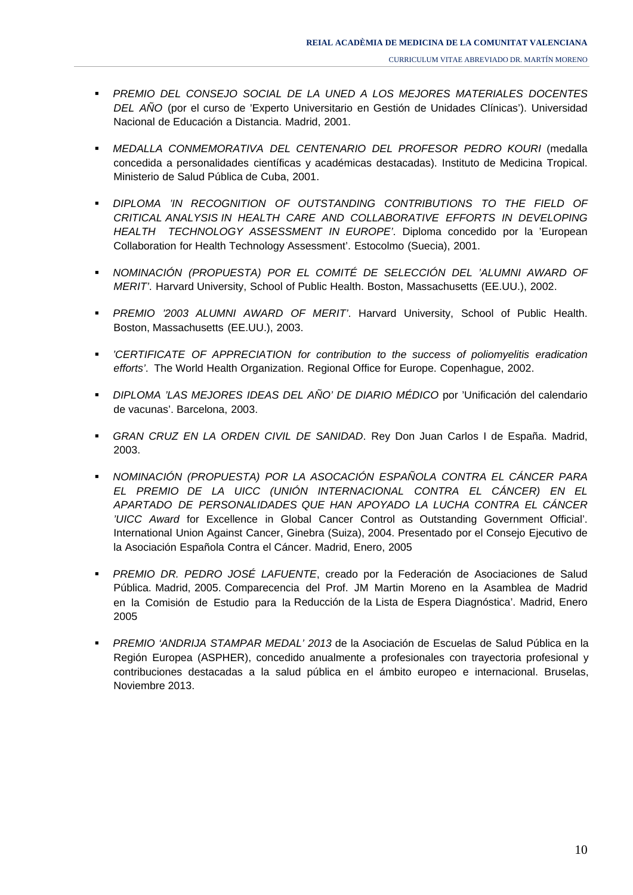- *PREMIO DEL CONSEJO SOCIAL DE LA UNED A LOS MEJORES MATERIALES DOCENTES DEL AÑO* (por el curso de 'Experto Universitario en Gestión de Unidades Clínicas'). Universidad Nacional de Educación a Distancia. Madrid, 2001.

- *MEDALLA CONMEMORATIVA DEL CENTENARIO DEL PROFESOR PEDRO KOURI* (medalla concedida a personalidades científicas y académicas destacadas). Instituto de Medicina Tropical. Ministerio de Salud Pública de Cuba, 2001.

- *DIPLOMA 'IN RECOGNITION OF OUTSTANDING CONTRIBUTIONS TO THE FIELD OF CRITICAL ANALYSIS IN HEALTH CARE AND COLLABORATIVE EFFORTS IN DEVELOPING HEALTH TECHNOLOGY ASSESSMENT IN EUROPE'*. Diploma concedido por la 'European Collaboration for Health Technology Assessment'. Estocolmo (Suecia), 2001.

- *NOMINACIÓN (PROPUESTA) POR EL COMITÉ DE SELECCIÓN DEL 'ALUMNI AWARD OF MERIT'*. Harvard University, School of Public Health. Boston, Massachusetts (EE.UU.), 2002.

- *PREMIO '2003 ALUMNI AWARD OF MERIT'*. Harvard University, School of Public Health. Boston, Massachusetts (EE.UU.), 2003.

- *'CERTIFICATE OF APPRECIATION for contribution to the success of poliomyelitis eradication efforts'*. The World Health Organization. Regional Office for Europe. Copenhague, 2002.

- *DIPLOMA 'LAS MEJORES IDEAS DEL AÑO' DE DIARIO MÉDICO* por 'Unificación del calendario de vacunas'. Barcelona, 2003.

- *GRAN CRUZ EN LA ORDEN CIVIL DE SANIDAD*. Rey Don Juan Carlos I de España. Madrid, 2003.

- *NOMINACIÓN (PROPUESTA) POR LA ASOCACIÓN ESPAÑOLA CONTRA EL CÁNCER PARA EL PREMIO DE LA UICC (UNIÓN INTERNACIONAL CONTRA EL CÁNCER) EN EL APARTADO DE PERSONALIDADES QUE HAN APOYADO LA LUCHA CONTRA EL CÁNCER 'UICC Award* for Excellence in Global Cancer Control as Outstanding Government Official'. International Union Against Cancer, Ginebra (Suiza), 2004. Presentado por el Consejo Ejecutivo de la Asociación Española Contra el Cáncer. Madrid, Enero, 2005

- *PREMIO DR. PEDRO JOSÉ LAFUENTE*, creado por la Federación de Asociaciones de Salud Pública. Madrid, 2005. Comparecencia del Prof. JM Martin Moreno en la Asamblea de Madrid en la Comisión de Estudio para la Reducción de la Lista de Espera Diagnóstica'. Madrid, Enero 2005

- *PREMIO 'ANDRIJA STAMPAR MEDAL' 2013* de la Asociación de Escuelas de Salud Pública en la Región Europea (ASPHER), concedido anualmente a profesionales con trayectoria profesional y contribuciones destacadas a la salud pública en el ámbito europeo e internacional. Bruselas, Noviembre 2013.